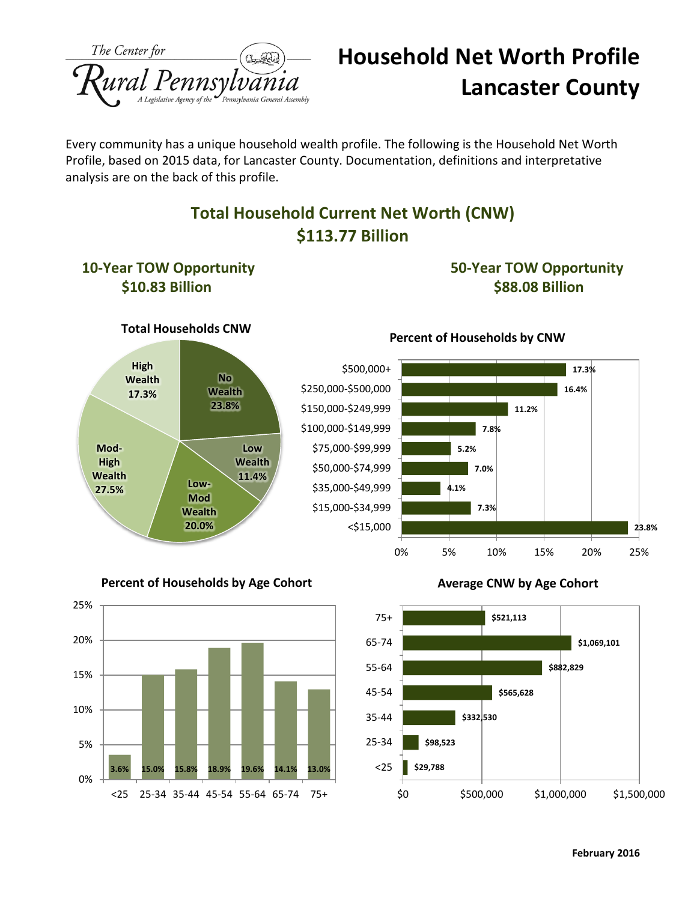The Center for Rural Pennsylvania

A Legislative Agency of the Pennsylvania General Assembly

# Household Net Worth Profile Lancaster County

Every community has a unique household wealth profile. The following is the Household Net Worth Profile, based on 2015 data, for Lancaster County. Documentation, definitions and interpretative analysis are on the back of this profile.

## Total Household Current Net Worth (CNW) $113.77 Billion

### 10-Year TOW Opportunity $10.83 Billion

### 50-Year TOW Opportunity $88.08 Billion

**Total Households CNW**

| Category | Percent |
|---|---|
| No Wealth | 23.8% |
| Low Wealth | 11.4% |
| Low-Mod Wealth | 20.0% |
| Mod-High Wealth | 27.5% |
| High Wealth | 17.3% |

**Percent of Households by CNW**

| CNW | Percent |
|---|---|
| $500,000+ | 17.3% |
| $250,000-$500,000 | 16.4% |
| $150,000-$249,999 | 11.2% |
| $100,000-$149,999 | 7.8% |
| $75,000-$99,999 | 5.2% |
| $50,000-$74,999 | 7.0% |
| $35,000-$49,999 | 4.1% |
| $15,000-$34,999 | 7.3% |
| <$15,000 | 23.8% |

**Percent of Households by Age Cohort**

| Age Cohort | Percent |
|---|---|
| <25 | 3.6% |
| 25-34 | 15.0% |
| 35-44 | 15.8% |
| 45-54 | 18.9% |
| 55-64 | 19.6% |
| 65-74 | 14.1% |
| 75+ | 13.0% |

**Average CNW by Age Cohort**

| Age Cohort | Average CNW |
|---|---|
| 75+ | $521,113 |
| 65-74 | $1,069,101 |
| 55-64 | $882,829 |
| 45-54 | $565,628 |
| 35-44 | $332,530 |
| 25-34 | $98,523 |
| <25 | $29,788 |

February 2016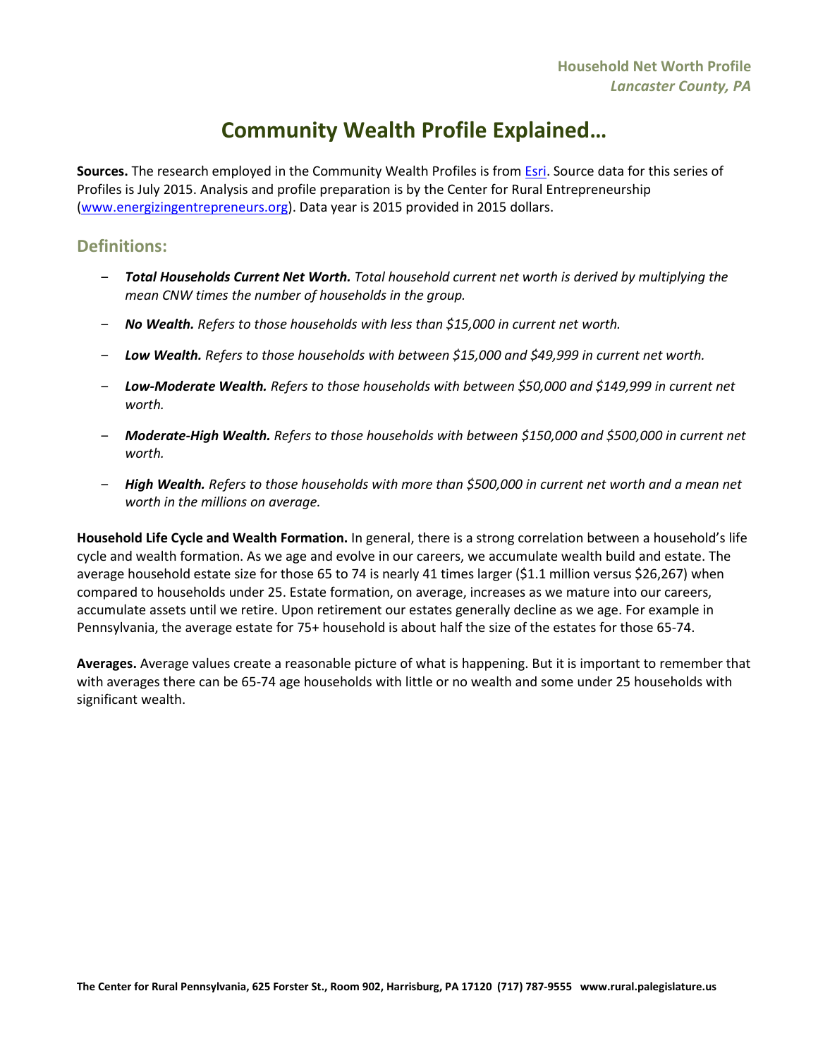# Community Wealth Profile Explained…

**Sources.** The research employed in the Community Wealth Profiles is from Esri. Source data for this series of Profiles is July 2015. Analysis and profile preparation is by the Center for Rural Entrepreneurship (www.energizingentrepreneurs.org). Data year is 2015 provided in 2015 dollars.

## Definitions:

- ***Total Households Current Net Worth.*** *Total household current net worth is derived by multiplying the mean CNW times the number of households in the group.*
- ***No Wealth.*** *Refers to those households with less than $15,000 in current net worth.*
- ***Low Wealth.*** *Refers to those households with between $15,000 and $49,999 in current net worth.*
- ***Low-Moderate Wealth.*** *Refers to those households with between $50,000 and $149,999 in current net worth.*
- ***Moderate-High Wealth.*** *Refers to those households with between $150,000 and $500,000 in current net worth.*
- ***High Wealth.*** *Refers to those households with more than $500,000 in current net worth and a mean net worth in the millions on average.*

**Household Life Cycle and Wealth Formation.** In general, there is a strong correlation between a household's life cycle and wealth formation. As we age and evolve in our careers, we accumulate wealth build and estate. The average household estate size for those 65 to 74 is nearly 41 times larger ($1.1 million versus $26,267) when compared to households under 25. Estate formation, on average, increases as we mature into our careers, accumulate assets until we retire. Upon retirement our estates generally decline as we age. For example in Pennsylvania, the average estate for 75+ household is about half the size of the estates for those 65-74.

**Averages.** Average values create a reasonable picture of what is happening. But it is important to remember that with averages there can be 65-74 age households with little or no wealth and some under 25 households with significant wealth.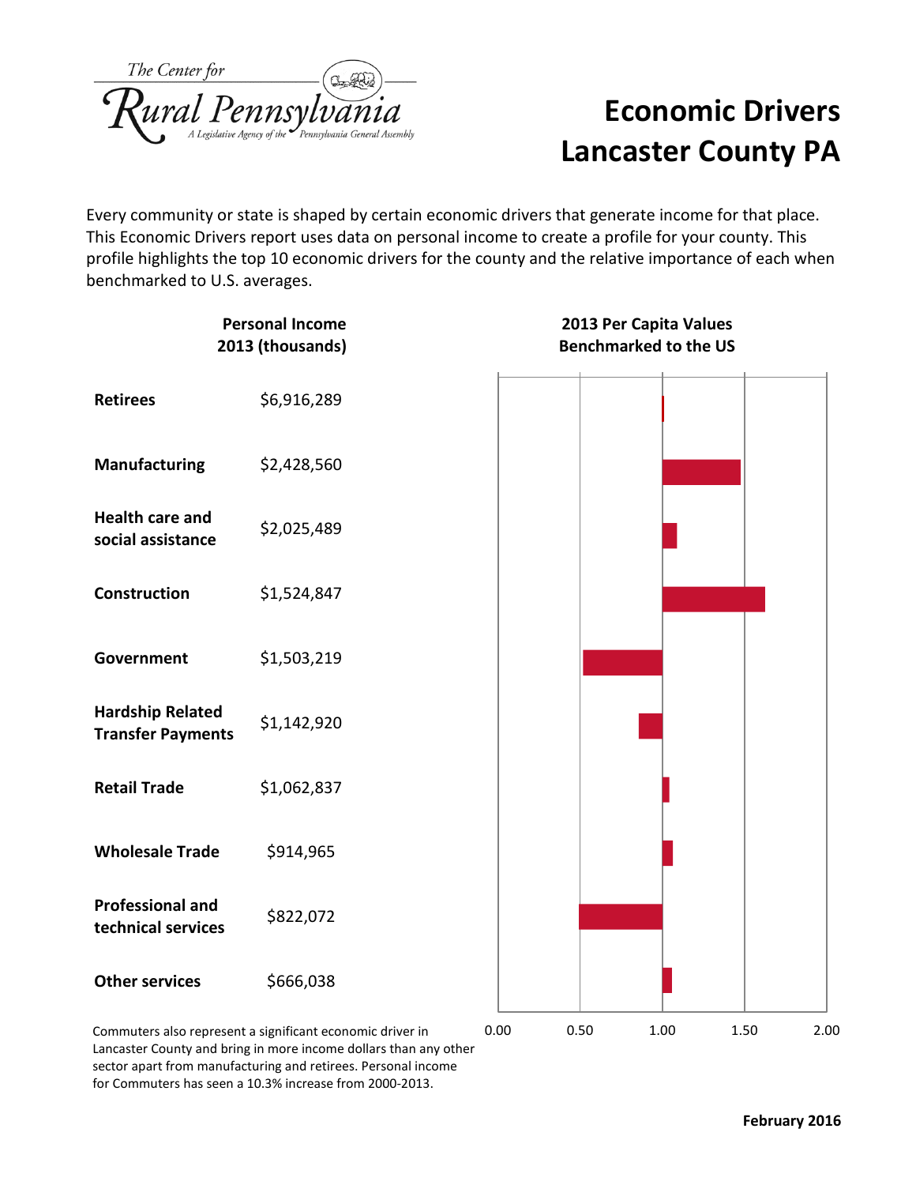The Center for Rural Pennsylvania
A Legislative Agency of the Pennsylvania General Assembly

# Economic Drivers Lancaster County PA

Every community or state is shaped by certain economic drivers that generate income for that place. This Economic Drivers report uses data on personal income to create a profile for your county. This profile highlights the top 10 economic drivers for the county and the relative importance of each when benchmarked to U.S. averages.

| | Personal Income 2013 (thousands) |
|---|---|
| **Retirees** | $6,916,289 |
| **Manufacturing** | $2,428,560 |
| **Health care and social assistance** | $2,025,489 |
| **Construction** | $1,524,847 |
| **Government** | $1,503,219 |
| **Hardship Related Transfer Payments** | $1,142,920 |
| **Retail Trade** | $1,062,837 |
| **Wholesale Trade** | $914,965 |
| **Professional and technical services** | $822,072 |
| **Other services** | $666,038 |

**2013 Per Capita Values Benchmarked to the US**

(Chart axis: 0.00, 0.50, 1.00, 1.50, 2.00)

Commuters also represent a significant economic driver in Lancaster County and bring in more income dollars than any other sector apart from manufacturing and retirees. Personal income for Commuters has seen a 10.3% increase from 2000-2013.

**February 2016**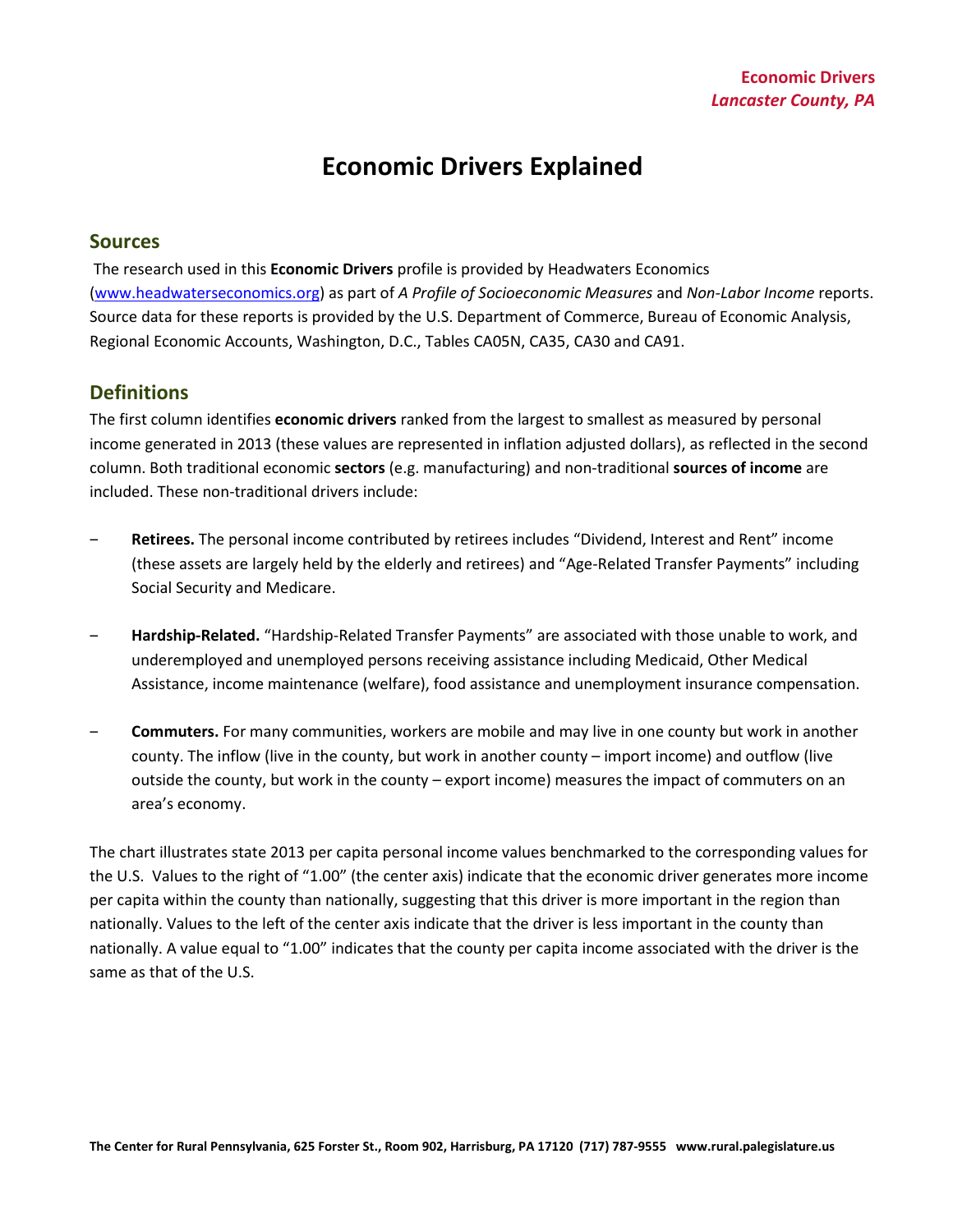Economic Drivers
*Lancaster County, PA*

# Economic Drivers Explained

## Sources

The research used in this **Economic Drivers** profile is provided by Headwaters Economics ([www.headwaterseconomics.org](www.headwaterseconomics.org)) as part of *A Profile of Socioeconomic Measures* and *Non-Labor Income* reports. Source data for these reports is provided by the U.S. Department of Commerce, Bureau of Economic Analysis, Regional Economic Accounts, Washington, D.C., Tables CA05N, CA35, CA30 and CA91.

## Definitions

The first column identifies **economic drivers** ranked from the largest to smallest as measured by personal income generated in 2013 (these values are represented in inflation adjusted dollars), as reflected in the second column. Both traditional economic **sectors** (e.g. manufacturing) and non-traditional **sources of income** are included. These non-traditional drivers include:

- **Retirees.** The personal income contributed by retirees includes "Dividend, Interest and Rent" income (these assets are largely held by the elderly and retirees) and "Age-Related Transfer Payments" including Social Security and Medicare.

- **Hardship-Related.** "Hardship-Related Transfer Payments" are associated with those unable to work, and underemployed and unemployed persons receiving assistance including Medicaid, Other Medical Assistance, income maintenance (welfare), food assistance and unemployment insurance compensation.

- **Commuters.** For many communities, workers are mobile and may live in one county but work in another county. The inflow (live in the county, but work in another county – import income) and outflow (live outside the county, but work in the county – export income) measures the impact of commuters on an area's economy.

The chart illustrates state 2013 per capita personal income values benchmarked to the corresponding values for the U.S. Values to the right of "1.00" (the center axis) indicate that the economic driver generates more income per capita within the county than nationally, suggesting that this driver is more important in the region than nationally. Values to the left of the center axis indicate that the driver is less important in the county than nationally. A value equal to "1.00" indicates that the county per capita income associated with the driver is the same as that of the U.S.

**The Center for Rural Pennsylvania, 625 Forster St., Room 902, Harrisburg, PA 17120 (717) 787-9555 www.rural.palegislature.us**